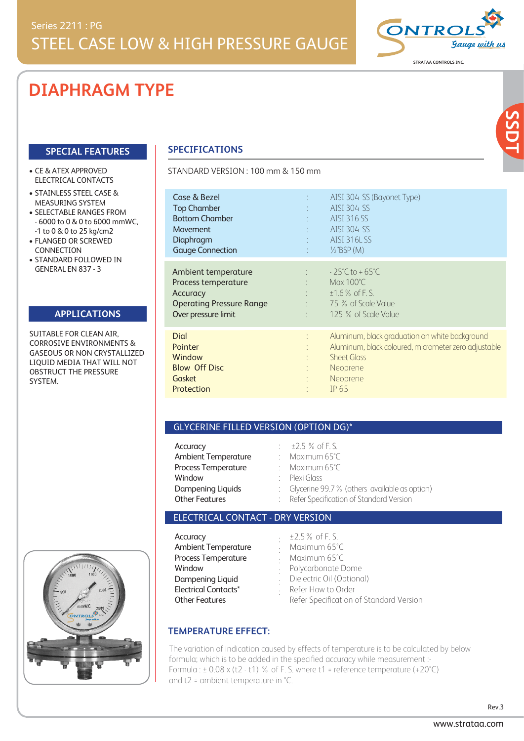Series 2211 : PG

# STEEL CASE LOW & HIGH PRESSURE GAUGE

# DIAPHRAGM TYPE

## SPECIAL FEATURES

- CE & ATEX APPROVED ELECTRICAL CONTACTS
- STAINLESS STEEL CASE & MEASURING SYSTEM
- SELECTABLE RANGES FROM - 6000 to 0 & 0 to 6000 mmWC, -1 to 0 & 0 to 25 kg/cm2
- FLANGED OR SCREWED CONNECTION
- STANDARD FOLLOWED IN GENERAL EN 837 - 3

## APPLICATIONS

SUITABLE FOR CLEAN AIR, CORROSIVE ENVIRONMENTS & GASEOUS OR NON CRYSTALLIZED LIQUID MEDIA THAT WILL NOT OBSTRUCT THE PRESSURE SYSTEM.

## SPECIFICATIONS

STANDARD VERSION : 100 mm & 150 mm

| | | |
|---|---|---|
| Case & Bezel | : | AISI 304 SS (Bayonet Type) |
| Top Chamber | : | AISI 304 SS |
| Bottom Chamber | : | AISI 316 SS |
| Movement | : | AISI 304 SS |
| Diaphragm | : | AISI 316L SS |
| Gauge Connection | : | ½"BSP (M) |
| Ambient temperature | : | - 25°C to + 65°C |
| Process temperature | : | Max 100°C |
| Accuracy | : | ±1.6 % of F. S. |
| Operating Pressure Range | : | 75 % of Scale Value |
| Over pressure limit | : | 125 % of Scale Value |
| Dial | : | Aluminum, black graduation on white background |
| Pointer | : | Aluminum, black coloured, micrometer zero adjustable |
| Window | : | Sheet Glass |
| Blow Off Disc | : | Neoprene |
| Gasket | : | Neoprene |
| Protection | : | IP 65 |

## GLYCERINE FILLED VERSION (OPTION DG)*

| | | |
|---|---|---|
| Accuracy | : | ±2.5 % of F. S. |
| Ambient Temperature | : | Maximum 65°C |
| Process Temperature | : | Maximum 65°C |
| Window | : | Plexi Glass |
| Dampening Liquids | : | Glycerine 99.7 % (others available as option) |
| Other Features | : | Refer Specification of Standard Version |

## ELECTRICAL CONTACT - DRY VERSION

| | | |
|---|---|---|
| Accuracy | : | ±2.5 % of F. S. |
| Ambient Temperature | : | Maximum 65°C |
| Process Temperature | : | Maximum 65°C |
| Window | : | Polycarbonate Dome |
| Dampening Liquid | : | Dielectric Oil (Optional) |
| Electrical Contacts* | : | Refer How to Order |
| Other Features | | Refer Specification of Standard Version |

## TEMPERATURE EFFECT:

The variation of indication caused by effects of temperature is to be calculated by below formula; which is to be added in the specified accuracy while measurement :-
Formula : $\pm 0.08 \times (t2 - t1)$ % of F. S. where t1 = reference temperature (+20°C) and t2 = ambient temperature in °C.

Rev.3

www.strataa.com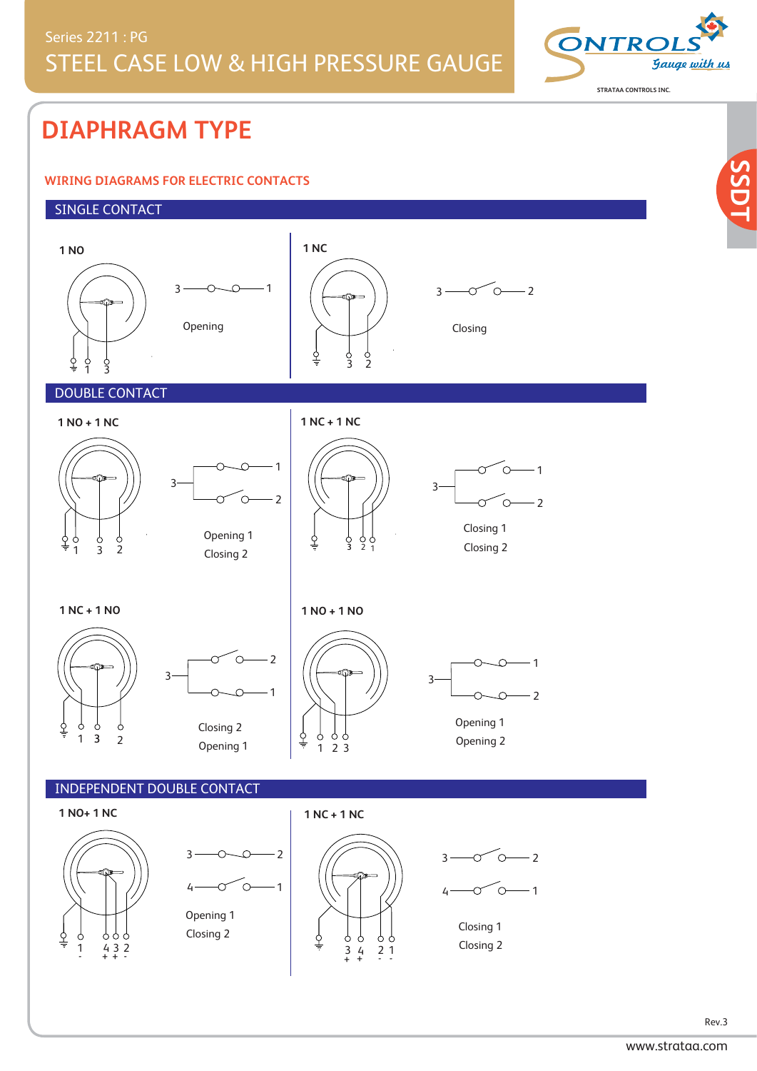Series 2211 : PG

# STEEL CASE LOW & HIGH PRESSURE GAUGE

## DIAPHRAGM TYPE

### WIRING DIAGRAMS FOR ELECTRIC CONTACTS

#### SINGLE CONTACT

**1 NO**

3 — 1

Opening

**1 NC**

3 — 2

Closing

#### DOUBLE CONTACT

**1 NO + 1 NC**

Opening 1
Closing 2

**1 NC + 1 NC**

Closing 1
Closing 2

**1 NC + 1 NO**

Closing 2
Opening 1

**1 NO + 1 NO**

Opening 1
Opening 2

#### INDEPENDENT DOUBLE CONTACT

**1 NO+ 1 NC**

3 — 2
4 — 1

Opening 1
Closing 2

**1 NC + 1 NC**

3 — 2
4 — 1

Closing 1
Closing 2

Rev.3

www.strataa.com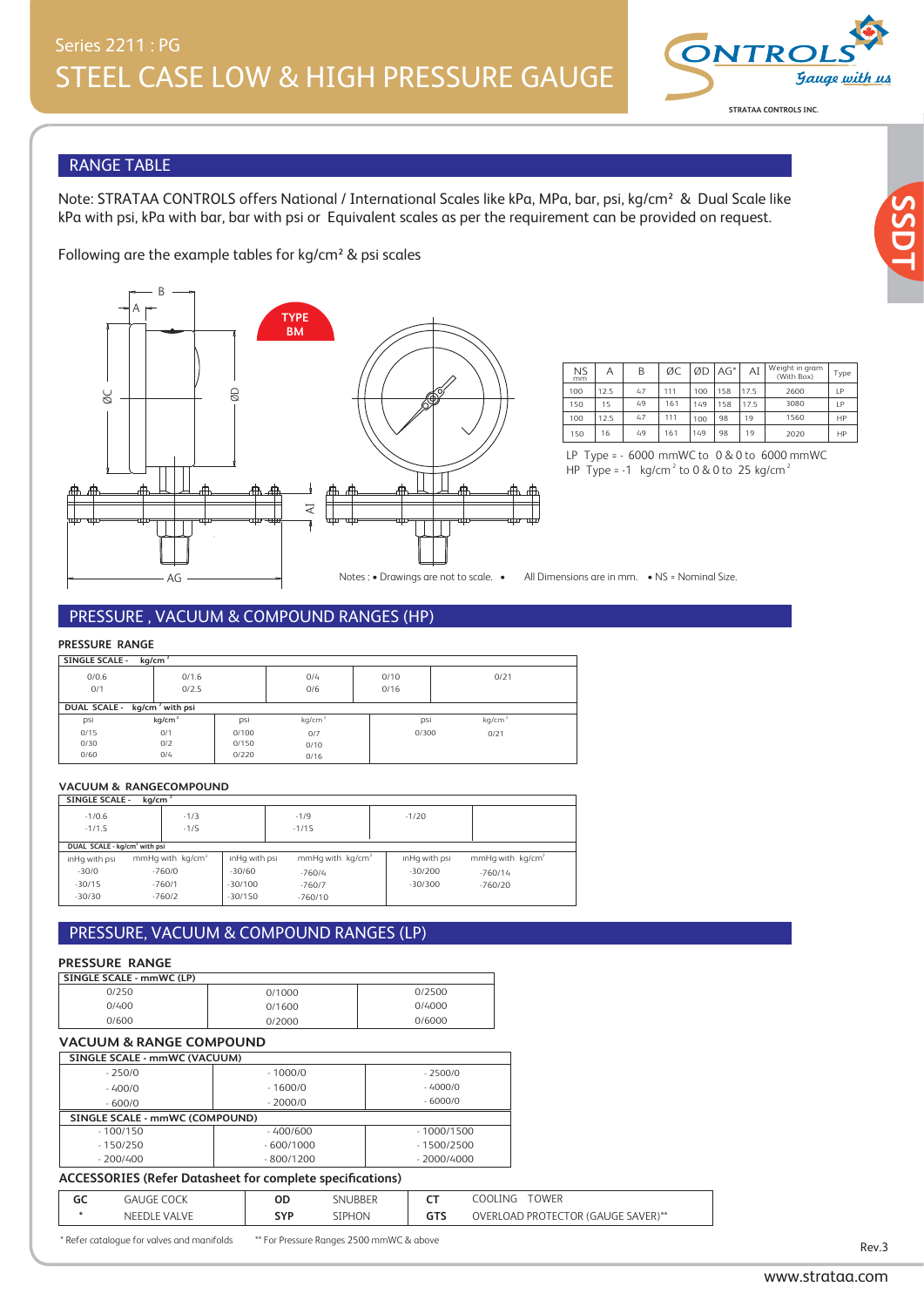Series 2211 : PG

# STEEL CASE LOW & HIGH PRESSURE GAUGE

## RANGE TABLE

Note: STRATAA CONTROLS offers National / International Scales like kPa, MPa, bar, psi, kg/cm² & Dual Scale like kPa with psi, kPa with bar, bar with psi or Equivalent scales as per the requirement can be provided on request.

Following are the example tables for kg/cm² & psi scales

TYPE BM

| NS mm | A | B | ØC | ØD | AG* | AI | Weight in gram (With Box) | Type |
|---|---|---|---|---|---|---|---|---|
| 100 | 12.5 | 47 | 111 | 100 | 158 | 17.5 | 2600 | LP |
| 150 | 15 | 49 | 161 | 149 | 158 | 17.5 | 3080 | LP |
| 100 | 12.5 | 47 | 111 | 100 | 98 | 19 | 1560 | HP |
| 150 | 16 | 49 | 161 | 149 | 98 | 19 | 2020 | HP |

LP Type = - 6000 mmWC to 0 & 0 to 6000 mmWC
HP Type = -1 kg/cm² to 0 & 0 to 25 kg/cm²

Notes : • Drawings are not to scale. • All Dimensions are in mm. • NS = Nominal Size.

## PRESSURE , VACUUM & COMPOUND RANGES (HP)

### PRESSURE RANGE

SINGLE SCALE - kg/cm²

| | | | | |
|---|---|---|---|---|
| 0/0.6 | 0/1.6 | 0/4 | 0/10 | 0/21 |
| 0/1 | 0/2.5 | 0/6 | 0/16 | |

DUAL SCALE - kg/cm² with psi

| psi | kg/cm² | psi | kg/cm² | psi | kg/cm² |
|---|---|---|---|---|---|
| 0/15 | 0/1 | 0/100 | 0/7 | 0/300 | 0/21 |
| 0/30 | 0/2 | 0/150 | 0/10 | | |
| 0/60 | 0/4 | 0/220 | 0/16 | | |

### VACUUM & RANGECOMPOUND

SINGLE SCALE - kg/cm²

| | | | | |
|---|---|---|---|---|
| -1/0.6 | -1/3 | -1/9 | -1/20 | |
| -1/1.5 | -1/5 | -1/15 | | |

DUAL SCALE - kg/cm² with psi

| inHg with psi | mmHg with kg/cm² | inHg with psi | mmHg with kg/cm² | inHg with psi | mmHg with kg/cm² |
|---|---|---|---|---|---|
| -30/0 | -760/0 | -30/60 | -760/4 | -30/200 | -760/14 |
| -30/15 | -760/1 | -30/100 | -760/7 | -30/300 | -760/20 |
| -30/30 | -760/2 | -30/150 | -760/10 | | |

## PRESSURE, VACUUM & COMPOUND RANGES (LP)

### PRESSURE RANGE

SINGLE SCALE - mmWC (LP)

| | | |
|---|---|---|
| 0/250 | 0/1000 | 0/2500 |
| 0/400 | 0/1600 | 0/4000 |
| 0/600 | 0/2000 | 0/6000 |

### VACUUM & RANGE COMPOUND

SINGLE SCALE - mmWC (VACUUM)

| | | |
|---|---|---|
| - 250/0 | - 1000/0 | - 2500/0 |
| - 400/0 | - 1600/0 | - 4000/0 |
| - 600/0 | - 2000/0 | - 6000/0 |

SINGLE SCALE - mmWC (COMPOUND)

| | | |
|---|---|---|
| - 100/150 | - 400/600 | - 1000/1500 |
| - 150/250 | - 600/1000 | - 1500/2500 |
| - 200/400 | - 800/1200 | - 2000/4000 |

### ACCESSORIES (Refer Datasheet for complete specifications)

| | | | | | |
|---|---|---|---|---|---|
| GC | GAUGE COCK | OD | SNUBBER | CT | COOLING TOWER |
| * | NEEDLE VALVE | SYP | SIPHON | GTS | OVERLOAD PROTECTOR (GAUGE SAVER)** |

* Refer catalogue for valves and manifolds ** For Pressure Ranges 2500 mmWC & above

Rev.3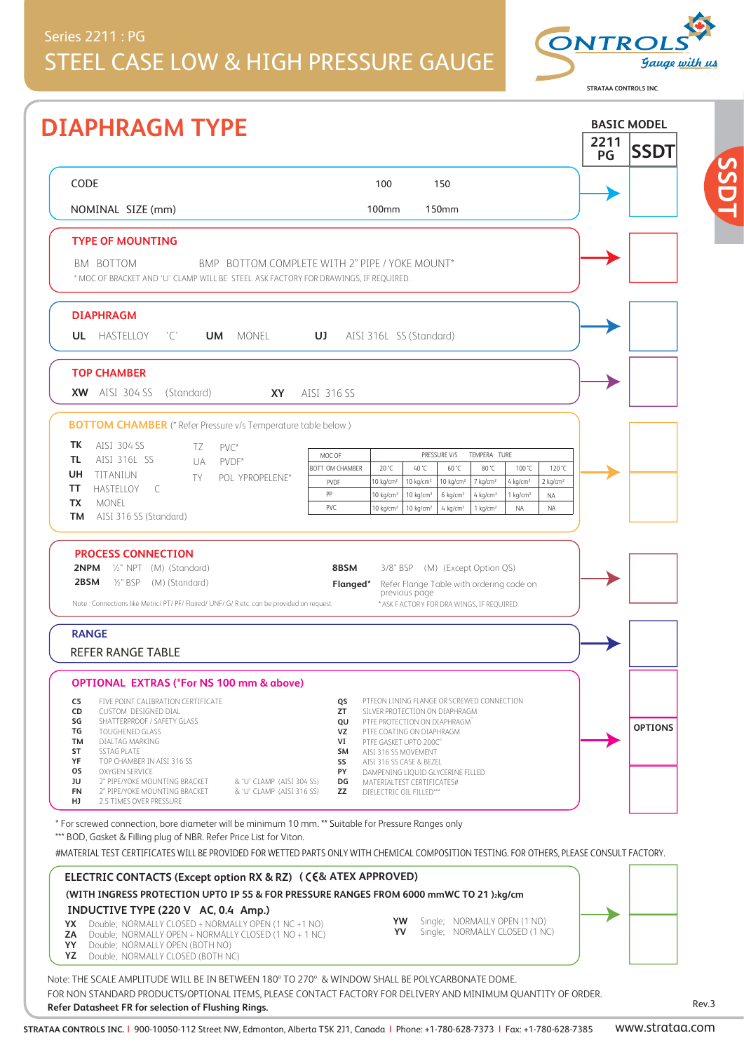# Series 2211 : PG

# STEEL CASE LOW & HIGH PRESSURE GAUGE

CONTROLS *Gauge with us*

STRATAA CONTROLS INC.

## DIAPHRAGM TYPE

**BASIC MODEL**

| 2211 PG | SSDT |
|---|---|

| CODE | 100 | 150 |
|---|---|---|
| NOMINAL SIZE (mm) | 100mm | 150mm |

### TYPE OF MOUNTING

BM BOTTOM &nbsp;&nbsp;&nbsp; BMP BOTTOM COMPLETE WITH 2" PIPE / YOKE MOUNT*

* MOC OF BRACKET AND 'U' CLAMP WILL BE STEEL. ASK FACTORY FOR DRAWINGS, IF REQUIRED.

### DIAPHRAGM

**UL** HASTELLOY 'C' &nbsp;&nbsp;&nbsp; **UM** MONEL &nbsp;&nbsp;&nbsp; **UJ** AISI 316L SS (Standard)

### TOP CHAMBER

**XW** AISI 304 SS (Standard) &nbsp;&nbsp;&nbsp; **XY** AISI 316 SS

### BOTTOM CHAMBER (* Refer Pressure v/s Temperature table below.)

- **TK** AISI 304 SS
- **TL** AISI 316L SS
- **UH** TITANIUN
- **TT** HASTELLOY C
- **TX** MONEL
- **TM** AISI 316 SS (Standard)
- **TZ** PVC*
- **UA** PVDF*
- **TY** POL YPROPELENE*

| MOC OF BOTT OM CHAMBER | PRESSURE V/S TEMPERA TURE | | | | | |
|---|---|---|---|---|---|---|
| | 20 °C | 40 °C | 60 °C | 80 °C | 100 °C | 120 °C |
| PVDF | 10 kg/cm² | 10 kg/cm² | 10 kg/cm² | 7 kg/cm² | 4 kg/cm² | 2 kg/cm² |
| PP | 10 kg/cm² | 10 kg/cm² | 6 kg/cm² | 4 kg/cm² | 1 kg/cm² | NA |
| PVC | 10 kg/cm² | 10 kg/cm² | 4 kg/cm² | 1 kg/cm² | NA | NA |

### PROCESS CONNECTION

- **2NPM** ½" NPT (M) (Standard)
- **2BSM** ½" BSP (M) (Standard)
- **8BSM** 3/8" BSP (M) (Except Option QS)
- **Flanged*** Refer Flange Table with ordering code on previous page

Note : Connections like Metric/ PT/ PF/ Flaired/ UNF/ G/ R etc. can be provided on request.

* ASK F ACTOR Y FOR DRA WINGS, IF REQUIRED

### RANGE

REFER RANGE TABLE

### OPTIONAL EXTRAS (*For NS 100 mm & above)

- **CS** FIVE POINT CALIBRATION CERTIFICATE
- **CD** CUSTOM DESIGNED DIAL
- **SG** SHATTERPROOF / SAFETY GLASS
- **TG** TOUGHENED GLASS
- **TM** DIALTAG MARKING
- **ST** SSTAG PLATE
- **YF** TOP CHAMBER IN AISI 316 SS
- **OS** OXYGEN SERVICE
- **JU** 2" PIPE/YOKE MOUNTING BRACKET & 'U' CLAMP (AISI 304 SS)
- **FN** 2" PIPE/YOKE MOUNTING BRACKET & 'U' CLAMP (AISI 316 SS)
- **HJ** 2.5 TIMES OVER PRESSURE
- **QS** PTFEON LINING FLANGE OR SCREWED CONNECTION
- **ZT** SILVER PROTECTION ON DIAPHRAGM
- **QU** PTFE PROTECTION ON DIAPHRAGM*
- **VZ** PTFE COATING ON DIAPHRAGM
- **VI** PTFE GASKET UPTO 200C°
- **SM** AISI 316 SS MOVEMENT
- **SS** AISI 316 SS CASE & BEZEL
- **PY** DAMPENING LIQUID GLYCERINE FILLED
- **DG** MATERIALTEST CERTIFICATES#
- **ZZ** DIELECTRIC OIL FILLED***

**OPTIONS**

* For screwed connection, bore diameter will be minimum 10 mm. ** Suitable for Pressure Ranges only

*** BOD, Gasket & Filling plug of NBR. Refer Price List for Viton.

#MATERIAL TEST CERTIFICATES WILL BE PROVIDED FOR WETTED PARTS ONLY WITH CHEMICAL COMPOSITION TESTING. FOR OTHERS, PLEASE CONSULT FACTORY.

### ELECTRIC CONTACTS (Except option RX & RZ) ( CE & ATEX APPROVED)

**(WITH INGRESS PROTECTION UPTO IP 55 & FOR PRESSURE RANGES FROM 6000 mmWC TO 21 )kg/cm**

**INDUCTIVE TYPE (220 V AC, 0.4 Amp.)**

- **YX** Double; NORMALLY CLOSED + NORMALLY OPEN (1 NC +1 NO)
- **ZA** Double; NORMALLY OPEN + NORMALLY CLOSED (1 NO + 1 NC)
- **YY** Double; NORMALLY OPEN (BOTH NO)
- **YZ** Double; NORMALLY CLOSED (BOTH NC)
- **YW** Single; NORMALLY OPEN (1 NO)
- **YV** Single; NORMALLY CLOSED (1 NC)

Note: THE SCALE AMPLITUDE WILL BE IN BETWEEN 180° TO 270° & WINDOW SHALL BE POLYCARBONATE DOME.

FOR NON STANDARD PRODUCTS/OPTIONAL ITEMS, PLEASE CONTACT FACTORY FOR DELIVERY AND MINIMUM QUANTITY OF ORDER.

**Refer Datasheet FR for selection of Flushing Rings.**

Rev.3

**STRATAA CONTROLS INC.** | 900-10050-112 Street NW, Edmonton, Alberta T5K 2J1, Canada | Phone: +1-780-628-7373 | Fax: +1-780-628-7385 www.strataa.com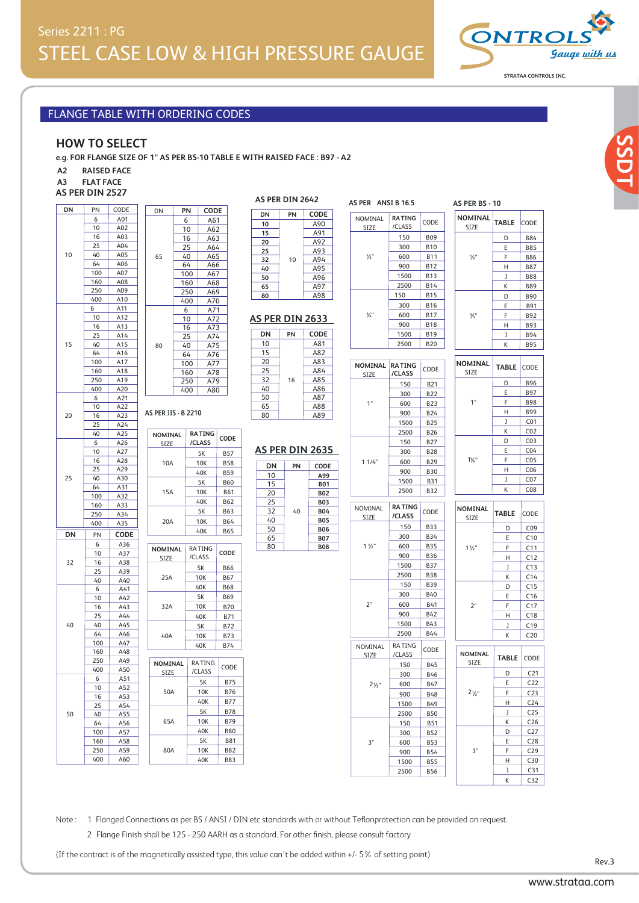Series 2211 : PG

# STEEL CASE LOW & HIGH PRESSURE GAUGE

## FLANGE TABLE WITH ORDERING CODES

### HOW TO SELECT

**e.g. FOR FLANGE SIZE OF 1" AS PER BS-10 TABLE E WITH RAISED FACE : B97 - A2**

**A2** RAISED FACE

**A3** FLAT FACE

### AS PER DIN 2527

| DN | PN | CODE |
|---|---|---|
| 10 | 6 | A01 |
| | 10 | A02 |
| | 16 | A03 |
| | 25 | A04 |
| | 40 | A05 |
| | 64 | A06 |
| | 100 | A07 |
| | 160 | A08 |
| | 250 | A09 |
| | 400 | A10 |
| 15 | 6 | A11 |
| | 10 | A12 |
| | 16 | A13 |
| | 25 | A14 |
| | 40 | A15 |
| | 64 | A16 |
| | 100 | A17 |
| | 160 | A18 |
| | 250 | A19 |
| | 400 | A20 |
| 20 | 6 | A21 |
| | 10 | A22 |
| | 16 | A23 |
| | 25 | A24 |
| | 40 | A25 |
| 25 | 6 | A26 |
| | 10 | A27 |
| | 16 | A28 |
| | 25 | A29 |
| | 40 | A30 |
| | 64 | A31 |
| | 100 | A32 |
| | 160 | A33 |
| | 250 | A34 |
| | 400 | A35 |
| 32 | 6 | A36 |
| | 10 | A37 |
| | 16 | A38 |
| | 25 | A39 |
| | 40 | A40 |
| 40 | 6 | A41 |
| | 10 | A42 |
| | 16 | A43 |
| | 25 | A44 |
| | 40 | A45 |
| | 64 | A46 |
| | 100 | A47 |
| | 160 | A48 |
| | 250 | A49 |
| | 400 | A50 |
| 50 | 6 | A51 |
| | 10 | A52 |
| | 16 | A53 |
| | 25 | A54 |
| | 40 | A55 |
| | 64 | A56 |
| | 100 | A57 |
| | 160 | A58 |
| | 250 | A59 |
| | 400 | A60 |
| 65 | 6 | A61 |
| | 10 | A62 |
| | 16 | A63 |
| | 25 | A64 |
| | 40 | A65 |
| | 64 | A66 |
| | 100 | A67 |
| | 160 | A68 |
| | 250 | A69 |
| | 400 | A70 |
| 80 | 6 | A71 |
| | 10 | A72 |
| | 16 | A73 |
| | 25 | A74 |
| | 40 | A75 |
| | 64 | A76 |
| | 100 | A77 |
| | 160 | A78 |
| | 250 | A79 |
| | 400 | A80 |

### AS PER JIS - B 2210

| NOMINAL SIZE | RATING /CLASS | CODE |
|---|---|---|
| 10A | 5K | B57 |
| | 10K | B58 |
| | 40K | B59 |
| 15A | 5K | B60 |
| | 10K | B61 |
| | 40K | B62 |
| 20A | 5K | B63 |
| | 10K | B64 |
| | 40K | B65 |
| 25A | 5K | B66 |
| | 10K | B67 |
| | 40K | B68 |
| 32A | 5K | B69 |
| | 10K | B70 |
| | 40K | B71 |
| 40A | 5K | B72 |
| | 10K | B73 |
| | 40K | B74 |
| 50A | 5K | B75 |
| | 10K | B76 |
| | 40K | B77 |
| 65A | 5K | B78 |
| | 10K | B79 |
| | 40K | B80 |
| 80A | 5K | B81 |
| | 10K | B82 |
| | 40K | B83 |

### AS PER DIN 2642

| DN | PN | CODE |
|---|---|---|
| 10 | 10 | A90 |
| 15 | 10 | A91 |
| 20 | 10 | A92 |
| 25 | 10 | A93 |
| 32 | 10 | A94 |
| 40 | 10 | A95 |
| 50 | 10 | A96 |
| 65 | 10 | A97 |
| 80 | 10 | A98 |

### AS PER DIN 2633

| DN | PN | CODE |
|---|---|---|
| 10 | 16 | A81 |
| 15 | 16 | A82 |
| 20 | 16 | A83 |
| 25 | 16 | A84 |
| 32 | 16 | A85 |
| 40 | 16 | A86 |
| 50 | 16 | A87 |
| 65 | 16 | A88 |
| 80 | 16 | A89 |

### AS PER DIN 2635

| DN | PN | CODE |
|---|---|---|
| 10 | 40 | A99 |
| 15 | 40 | B01 |
| 20 | 40 | B02 |
| 25 | 40 | B03 |
| 32 | 40 | B04 |
| 40 | 40 | B05 |
| 50 | 40 | B06 |
| 65 | 40 | B07 |
| 80 | 40 | B08 |

### AS PER ANSI B 16.5

| NOMINAL SIZE | RATING /CLASS | CODE |
|---|---|---|
| ½" | 150 | B09 |
| | 300 | B10 |
| | 600 | B11 |
| | 900 | B12 |
| | 1500 | B13 |
| | 2500 | B14 |
| ¾" | 150 | B15 |
| | 300 | B16 |
| | 600 | B17 |
| | 900 | B18 |
| | 1500 | B19 |
| | 2500 | B20 |
| 1" | 150 | B21 |
| | 300 | B22 |
| | 600 | B23 |
| | 900 | B24 |
| | 1500 | B25 |
| | 2500 | B26 |
| 1 1/4" | 150 | B27 |
| | 300 | B28 |
| | 600 | B29 |
| | 900 | B30 |
| | 1500 | B31 |
| | 2500 | B32 |
| 1 ½" | 150 | B33 |
| | 300 | B34 |
| | 600 | B35 |
| | 900 | B36 |
| | 1500 | B37 |
| | 2500 | B38 |
| 2" | 150 | B39 |
| | 300 | B40 |
| | 600 | B41 |
| | 900 | B42 |
| | 1500 | B43 |
| | 2500 | B44 |
| 2½" | 150 | B45 |
| | 300 | B46 |
| | 600 | B47 |
| | 900 | B48 |
| | 1500 | B49 |
| | 2500 | B50 |
| 3" | 150 | B51 |
| | 300 | B52 |
| | 600 | B53 |
| | 900 | B54 |
| | 1500 | B55 |
| | 2500 | B56 |

### AS PER BS - 10

| NOMINAL SIZE | TABLE | CODE |
|---|---|---|
| ½" | D | B84 |
| | E | B85 |
| | F | B86 |
| | H | B87 |
| | J | B88 |
| | K | B89 |
| ¾" | D | B90 |
| | E | B91 |
| | F | B92 |
| | H | B93 |
| | J | B94 |
| | K | B95 |
| 1" | D | B96 |
| | E | B97 |
| | F | B98 |
| | H | B99 |
| | J | C01 |
| | K | C02 |
| 1¼" | D | C03 |
| | E | C04 |
| | F | C05 |
| | H | C06 |
| | J | C07 |
| | K | C08 |
| 1½" | D | C09 |
| | E | C10 |
| | F | C11 |
| | H | C12 |
| | J | C13 |
| | K | C14 |
| 2" | D | C15 |
| | E | C16 |
| | F | C17 |
| | H | C18 |
| | J | C19 |
| | K | C20 |
| 2½" | D | C21 |
| | E | C22 |
| | F | C23 |
| | H | C24 |
| | J | C25 |
| | K | C26 |
| 3" | D | C27 |
| | E | C28 |
| | F | C29 |
| | H | C30 |
| | J | C31 |
| | K | C32 |

Note : 1 Flanged Connections as per BS / ANSI / DIN etc standards with or without Teflonprotection can be provided on request.

2 Flange Finish shall be 125 - 250 AARH as a standard. For other finish, please consult factory

(If the contract is of the magnetically assisted type, this value can't be added within +/- 5% of setting point)

Rev.3